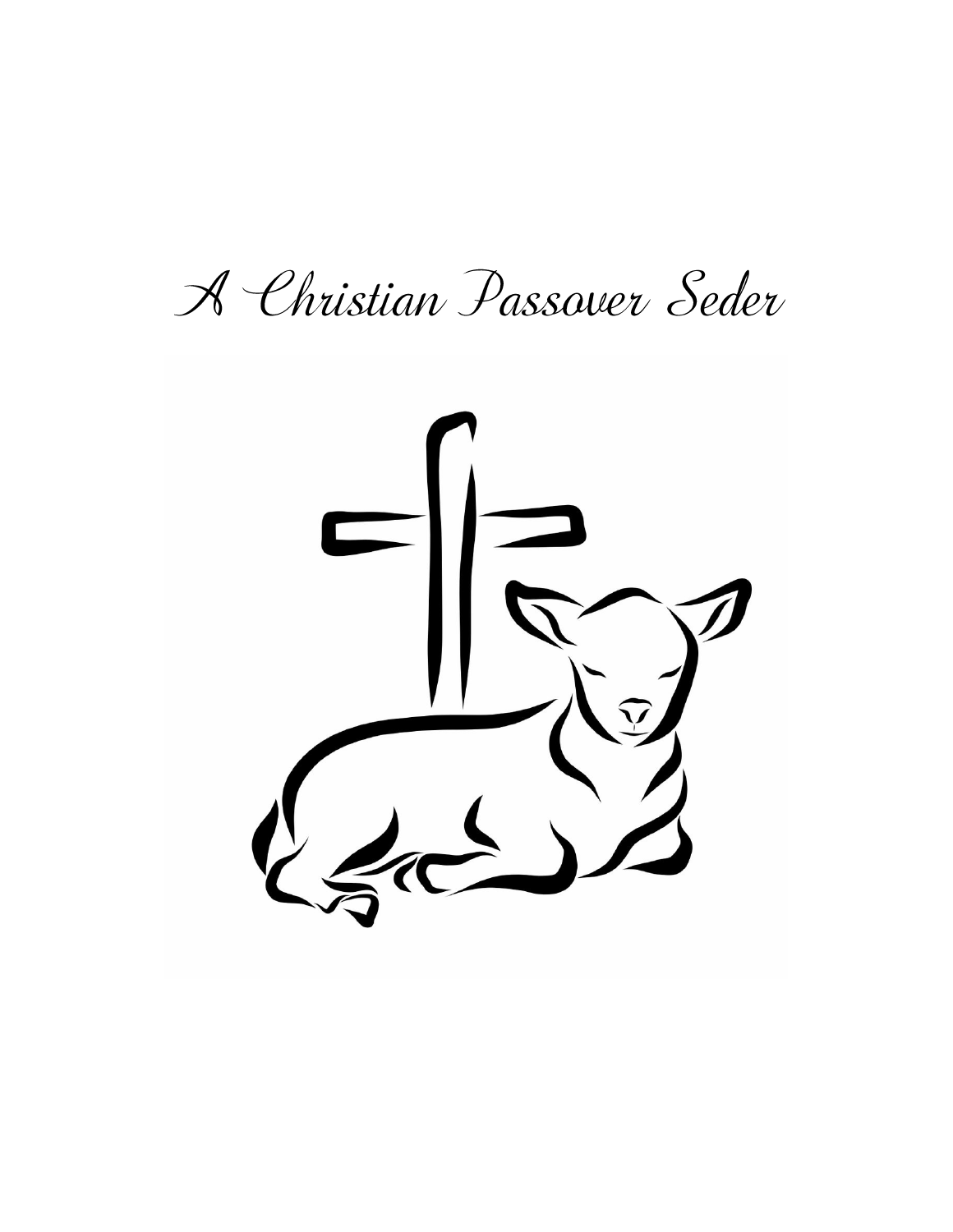# A Christian Passover Seder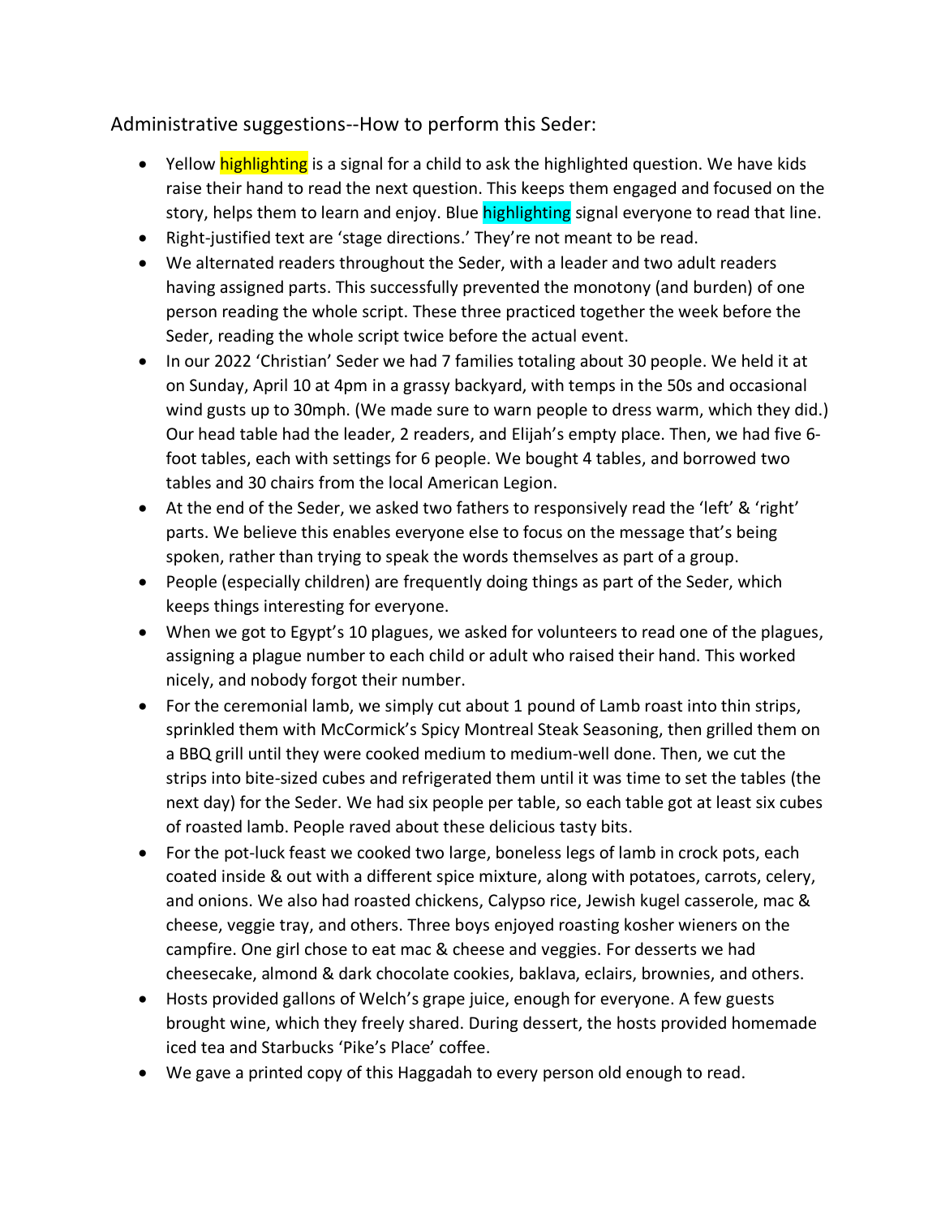Administrative suggestions--How to perform this Seder:

- Yellow highlighting is a signal for a child to ask the highlighted question. We have kids raise their hand to read the next question. This keeps them engaged and focused on the story, helps them to learn and enjoy. Blue highlighting signal everyone to read that line.
- Right-justified text are 'stage directions.' They're not meant to be read.
- We alternated readers throughout the Seder, with a leader and two adult readers having assigned parts. This successfully prevented the monotony (and burden) of one person reading the whole script. These three practiced together the week before the Seder, reading the whole script twice before the actual event.
- In our 2022 'Christian' Seder we had 7 families totaling about 30 people. We held it at on Sunday, April 10 at 4pm in a grassy backyard, with temps in the 50s and occasional wind gusts up to 30mph. (We made sure to warn people to dress warm, which they did.) Our head table had the leader, 2 readers, and Elijah's empty place. Then, we had five 6-foot tables, each with settings for 6 people. We bought 4 tables, and borrowed two tables and 30 chairs from the local American Legion.
- At the end of the Seder, we asked two fathers to responsively read the 'left' & 'right' parts. We believe this enables everyone else to focus on the message that's being spoken, rather than trying to speak the words themselves as part of a group.
- People (especially children) are frequently doing things as part of the Seder, which keeps things interesting for everyone.
- When we got to Egypt's 10 plagues, we asked for volunteers to read one of the plagues, assigning a plague number to each child or adult who raised their hand. This worked nicely, and nobody forgot their number.
- For the ceremonial lamb, we simply cut about 1 pound of Lamb roast into thin strips, sprinkled them with McCormick's Spicy Montreal Steak Seasoning, then grilled them on a BBQ grill until they were cooked medium to medium-well done. Then, we cut the strips into bite-sized cubes and refrigerated them until it was time to set the tables (the next day) for the Seder. We had six people per table, so each table got at least six cubes of roasted lamb. People raved about these delicious tasty bits.
- For the pot-luck feast we cooked two large, boneless legs of lamb in crock pots, each coated inside & out with a different spice mixture, along with potatoes, carrots, celery, and onions. We also had roasted chickens, Calypso rice, Jewish kugel casserole, mac & cheese, veggie tray, and others. Three boys enjoyed roasting kosher wieners on the campfire. One girl chose to eat mac & cheese and veggies. For desserts we had cheesecake, almond & dark chocolate cookies, baklava, eclairs, brownies, and others.
- Hosts provided gallons of Welch's grape juice, enough for everyone. A few guests brought wine, which they freely shared. During dessert, the hosts provided homemade iced tea and Starbucks 'Pike's Place' coffee.
- We gave a printed copy of this Haggadah to every person old enough to read.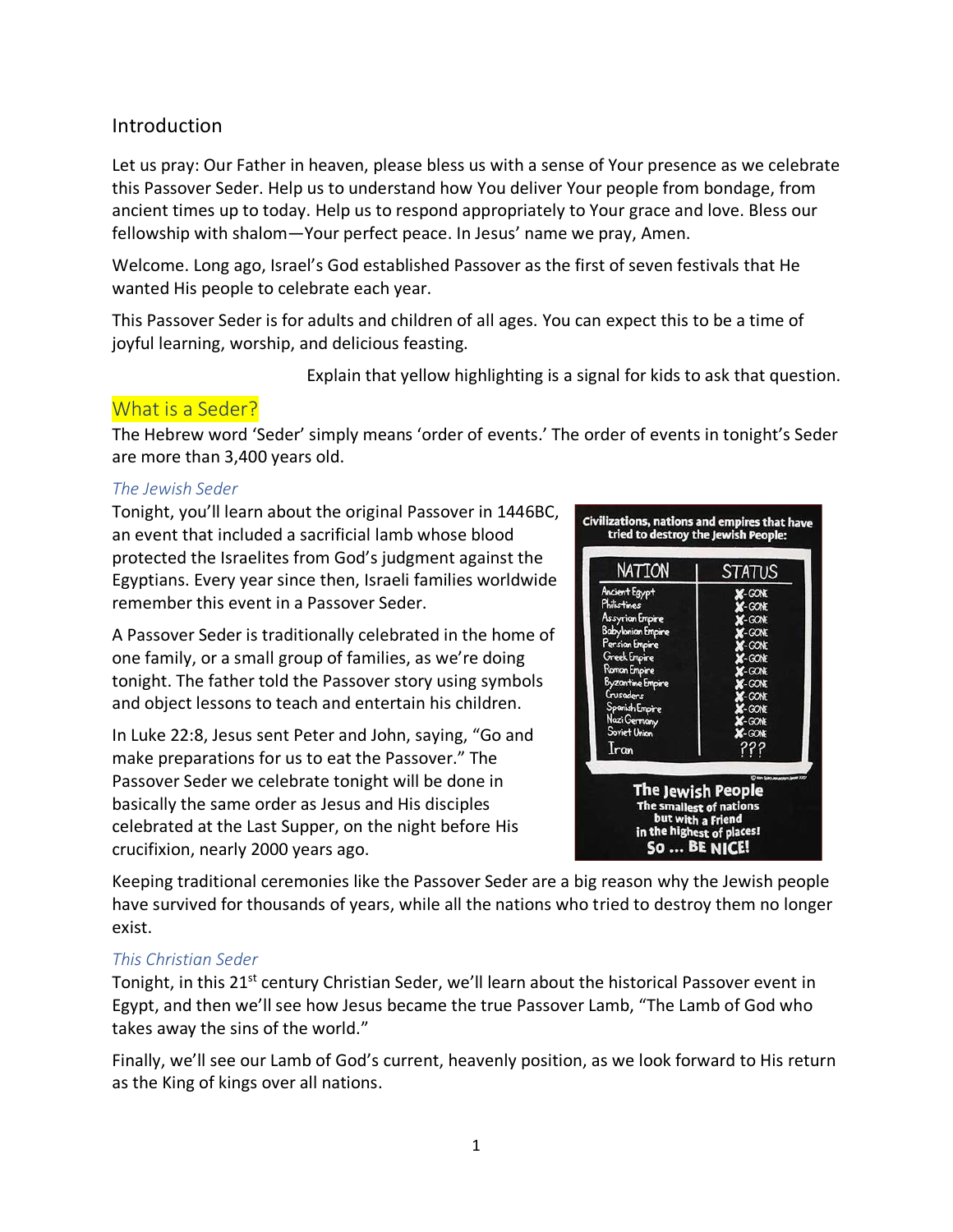## Introduction

Let us pray: Our Father in heaven, please bless us with a sense of Your presence as we celebrate this Passover Seder. Help us to understand how You deliver Your people from bondage, from ancient times up to today. Help us to respond appropriately to Your grace and love. Bless our fellowship with shalom—Your perfect peace. In Jesus' name we pray, Amen.

Welcome. Long ago, Israel's God established Passover as the first of seven festivals that He wanted His people to celebrate each year.

This Passover Seder is for adults and children of all ages. You can expect this to be a time of joyful learning, worship, and delicious feasting.

Explain that yellow highlighting is a signal for kids to ask that question.

## What is a Seder?

The Hebrew word 'Seder' simply means 'order of events.' The order of events in tonight's Seder are more than 3,400 years old.

### *The Jewish Seder*

Tonight, you'll learn about the original Passover in 1446BC, an event that included a sacrificial lamb whose blood protected the Israelites from God's judgment against the Egyptians. Every year since then, Israeli families worldwide remember this event in a Passover Seder.

A Passover Seder is traditionally celebrated in the home of one family, or a small group of families, as we're doing tonight. The father told the Passover story using symbols and object lessons to teach and entertain his children.

In Luke 22:8, Jesus sent Peter and John, saying, "Go and make preparations for us to eat the Passover." The Passover Seder we celebrate tonight will be done in basically the same order as Jesus and His disciples celebrated at the Last Supper, on the night before His crucifixion, nearly 2000 years ago.

**Civilizations, nations and empires that have tried to destroy the Jewish People:**

| NATION | STATUS |
| --- | --- |
| Ancient Egypt | ✗-GONE |
| Philistines | ✗-GONE |
| Assyrian Empire | ✗-GONE |
| Babylonian Empire | ✗-GONE |
| Persian Empire | ✗-GONE |
| Greek Empire | ✗-GONE |
| Roman Empire | ✗-GONE |
| Byzantine Empire | ✗-GONE |
| Crusaders | ✗-GONE |
| Spanish Empire | ✗-GONE |
| Nazi Germany | ✗-GONE |
| Soviet Union | ✗-GONE |
| Iran | ??? |

**The Jewish People**
**The smallest of nations**
**but with a Friend**
**in the highest of places!**
**So ... BE NICE!**

Keeping traditional ceremonies like the Passover Seder are a big reason why the Jewish people have survived for thousands of years, while all the nations who tried to destroy them no longer exist.

### *This Christian Seder*

Tonight, in this 21st century Christian Seder, we'll learn about the historical Passover event in Egypt, and then we'll see how Jesus became the true Passover Lamb, "The Lamb of God who takes away the sins of the world."

Finally, we'll see our Lamb of God's current, heavenly position, as we look forward to His return as the King of kings over all nations.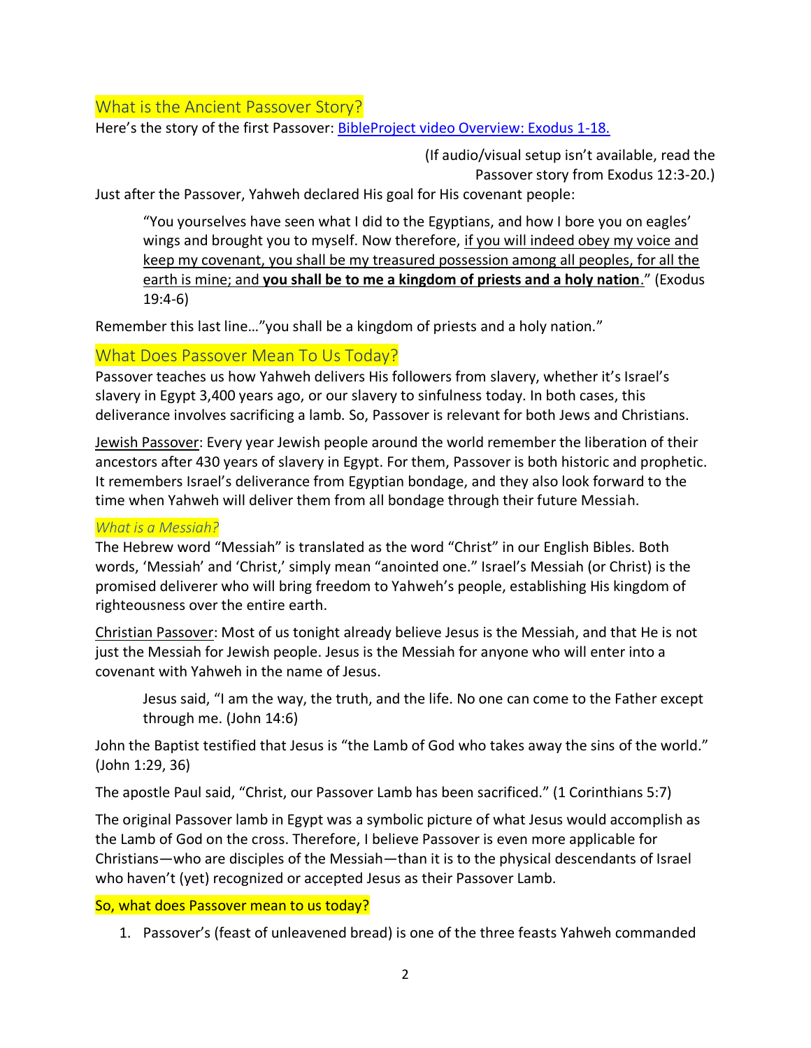## What is the Ancient Passover Story?

Here's the story of the first Passover: [BibleProject video Overview: Exodus 1-18.]()

(If audio/visual setup isn't available, read the Passover story from Exodus 12:3-20.)

Just after the Passover, Yahweh declared His goal for His covenant people:

> "You yourselves have seen what I did to the Egyptians, and how I bore you on eagles' wings and brought you to myself. Now therefore, <u>if you will indeed obey my voice and keep my covenant, you shall be my treasured possession among all peoples, for all the earth is mine; and **you shall be to me a kingdom of priests and a holy nation**</u>." (Exodus 19:4-6)

Remember this last line…"you shall be a kingdom of priests and a holy nation."

## What Does Passover Mean To Us Today?

Passover teaches us how Yahweh delivers His followers from slavery, whether it's Israel's slavery in Egypt 3,400 years ago, or our slavery to sinfulness today. In both cases, this deliverance involves sacrificing a lamb. So, Passover is relevant for both Jews and Christians.

<u>Jewish Passover</u>: Every year Jewish people around the world remember the liberation of their ancestors after 430 years of slavery in Egypt. For them, Passover is both historic and prophetic. It remembers Israel's deliverance from Egyptian bondage, and they also look forward to the time when Yahweh will deliver them from all bondage through their future Messiah.

### *What is a Messiah?*

The Hebrew word "Messiah" is translated as the word "Christ" in our English Bibles. Both words, 'Messiah' and 'Christ,' simply mean "anointed one." Israel's Messiah (or Christ) is the promised deliverer who will bring freedom to Yahweh's people, establishing His kingdom of righteousness over the entire earth.

<u>Christian Passover</u>: Most of us tonight already believe Jesus is the Messiah, and that He is not just the Messiah for Jewish people. Jesus is the Messiah for anyone who will enter into a covenant with Yahweh in the name of Jesus.

> Jesus said, "I am the way, the truth, and the life. No one can come to the Father except through me. (John 14:6)

John the Baptist testified that Jesus is "the Lamb of God who takes away the sins of the world." (John 1:29, 36)

The apostle Paul said, "Christ, our Passover Lamb has been sacrificed." (1 Corinthians 5:7)

The original Passover lamb in Egypt was a symbolic picture of what Jesus would accomplish as the Lamb of God on the cross. Therefore, I believe Passover is even more applicable for Christians—who are disciples of the Messiah—than it is to the physical descendants of Israel who haven't (yet) recognized or accepted Jesus as their Passover Lamb.

### So, what does Passover mean to us today?

1. Passover's (feast of unleavened bread) is one of the three feasts Yahweh commanded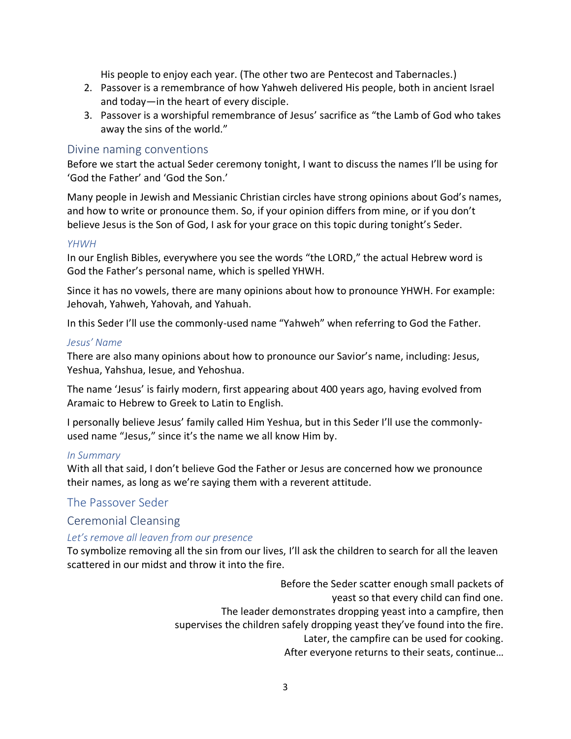His people to enjoy each year. (The other two are Pentecost and Tabernacles.)

2. Passover is a remembrance of how Yahweh delivered His people, both in ancient Israel and today—in the heart of every disciple.
3. Passover is a worshipful remembrance of Jesus' sacrifice as "the Lamb of God who takes away the sins of the world."

## Divine naming conventions

Before we start the actual Seder ceremony tonight, I want to discuss the names I'll be using for 'God the Father' and 'God the Son.'

Many people in Jewish and Messianic Christian circles have strong opinions about God's names, and how to write or pronounce them. So, if your opinion differs from mine, or if you don't believe Jesus is the Son of God, I ask for your grace on this topic during tonight's Seder.

### *YHWH*

In our English Bibles, everywhere you see the words "the LORD," the actual Hebrew word is God the Father's personal name, which is spelled YHWH.

Since it has no vowels, there are many opinions about how to pronounce YHWH. For example: Jehovah, Yahweh, Yahovah, and Yahuah.

In this Seder I'll use the commonly-used name "Yahweh" when referring to God the Father.

### *Jesus' Name*

There are also many opinions about how to pronounce our Savior's name, including: Jesus, Yeshua, Yahshua, Iesue, and Yehoshua.

The name 'Jesus' is fairly modern, first appearing about 400 years ago, having evolved from Aramaic to Hebrew to Greek to Latin to English.

I personally believe Jesus' family called Him Yeshua, but in this Seder I'll use the commonly-used name "Jesus," since it's the name we all know Him by.

### *In Summary*

With all that said, I don't believe God the Father or Jesus are concerned how we pronounce their names, as long as we're saying them with a reverent attitude.

## The Passover Seder

## Ceremonial Cleansing

### *Let's remove all leaven from our presence*

To symbolize removing all the sin from our lives, I'll ask the children to search for all the leaven scattered in our midst and throw it into the fire.

Before the Seder scatter enough small packets of yeast so that every child can find one.
The leader demonstrates dropping yeast into a campfire, then supervises the children safely dropping yeast they've found into the fire.
Later, the campfire can be used for cooking.
After everyone returns to their seats, continue…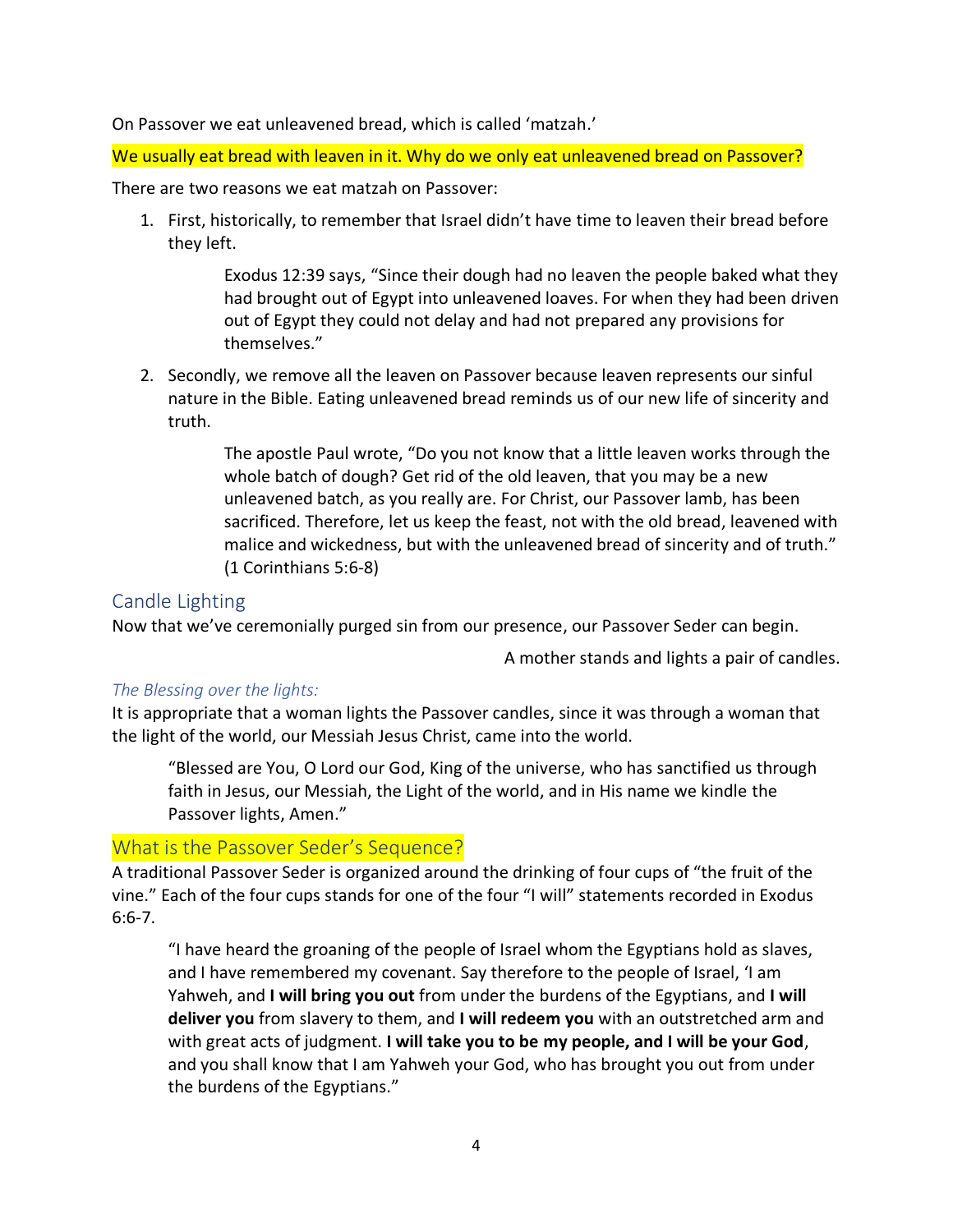On Passover we eat unleavened bread, which is called 'matzah.'

We usually eat bread with leaven in it. Why do we only eat unleavened bread on Passover?

There are two reasons we eat matzah on Passover:

1. First, historically, to remember that Israel didn't have time to leaven their bread before they left.

   > Exodus 12:39 says, "Since their dough had no leaven the people baked what they had brought out of Egypt into unleavened loaves. For when they had been driven out of Egypt they could not delay and had not prepared any provisions for themselves."

2. Secondly, we remove all the leaven on Passover because leaven represents our sinful nature in the Bible. Eating unleavened bread reminds us of our new life of sincerity and truth.

   > The apostle Paul wrote, "Do you not know that a little leaven works through the whole batch of dough? Get rid of the old leaven, that you may be a new unleavened batch, as you really are. For Christ, our Passover lamb, has been sacrificed. Therefore, let us keep the feast, not with the old bread, leavened with malice and wickedness, but with the unleavened bread of sincerity and of truth." (1 Corinthians 5:6-8)

## Candle Lighting

Now that we've ceremonially purged sin from our presence, our Passover Seder can begin.

A mother stands and lights a pair of candles.

### *The Blessing over the lights:*

It is appropriate that a woman lights the Passover candles, since it was through a woman that the light of the world, our Messiah Jesus Christ, came into the world.

> "Blessed are You, O Lord our God, King of the universe, who has sanctified us through faith in Jesus, our Messiah, the Light of the world, and in His name we kindle the Passover lights, Amen."

## What is the Passover Seder's Sequence?

A traditional Passover Seder is organized around the drinking of four cups of "the fruit of the vine." Each of the four cups stands for one of the four "I will" statements recorded in Exodus 6:6-7.

> "I have heard the groaning of the people of Israel whom the Egyptians hold as slaves, and I have remembered my covenant. Say therefore to the people of Israel, 'I am Yahweh, and **I will bring you out** from under the burdens of the Egyptians, and **I will deliver you** from slavery to them, and **I will redeem you** with an outstretched arm and with great acts of judgment. **I will take you to be my people, and I will be your God**, and you shall know that I am Yahweh your God, who has brought you out from under the burdens of the Egyptians."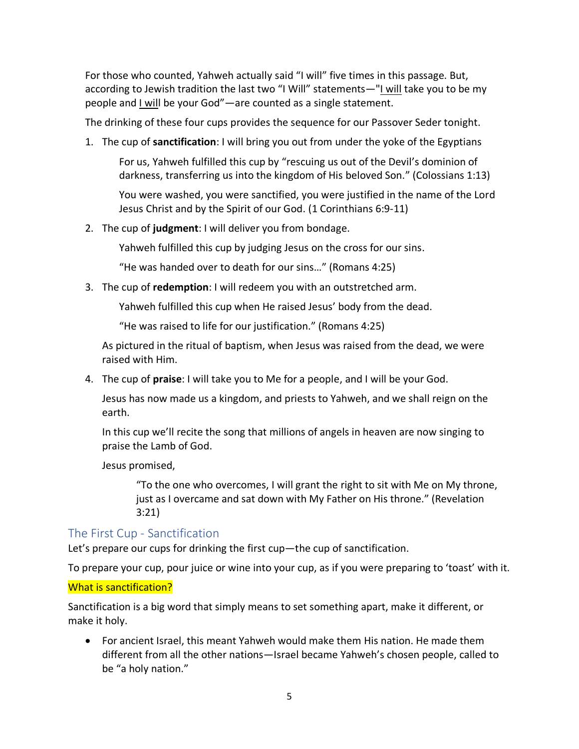For those who counted, Yahweh actually said "I will" five times in this passage. But, according to Jewish tradition the last two "I Will" statements—"<u>I will</u> take you to be my people and <u>I will</u> be your God"—are counted as a single statement.

The drinking of these four cups provides the sequence for our Passover Seder tonight.

1. The cup of **sanctification**: I will bring you out from under the yoke of the Egyptians

   For us, Yahweh fulfilled this cup by "rescuing us out of the Devil's dominion of darkness, transferring us into the kingdom of His beloved Son." (Colossians 1:13)

   You were washed, you were sanctified, you were justified in the name of the Lord Jesus Christ and by the Spirit of our God. (1 Corinthians 6:9-11)

2. The cup of **judgment**: I will deliver you from bondage.

   Yahweh fulfilled this cup by judging Jesus on the cross for our sins.

   "He was handed over to death for our sins…" (Romans 4:25)

3. The cup of **redemption**: I will redeem you with an outstretched arm.

   Yahweh fulfilled this cup when He raised Jesus' body from the dead.

   "He was raised to life for our justification." (Romans 4:25)

   As pictured in the ritual of baptism, when Jesus was raised from the dead, we were raised with Him.

4. The cup of **praise**: I will take you to Me for a people, and I will be your God.

   Jesus has now made us a kingdom, and priests to Yahweh, and we shall reign on the earth.

   In this cup we'll recite the song that millions of angels in heaven are now singing to praise the Lamb of God.

   Jesus promised,

   > "To the one who overcomes, I will grant the right to sit with Me on My throne, just as I overcame and sat down with My Father on His throne." (Revelation 3:21)

## The First Cup - Sanctification

Let's prepare our cups for drinking the first cup—the cup of sanctification.

To prepare your cup, pour juice or wine into your cup, as if you were preparing to 'toast' with it.

What is sanctification?

Sanctification is a big word that simply means to set something apart, make it different, or make it holy.

- For ancient Israel, this meant Yahweh would make them His nation. He made them different from all the other nations—Israel became Yahweh's chosen people, called to be "a holy nation."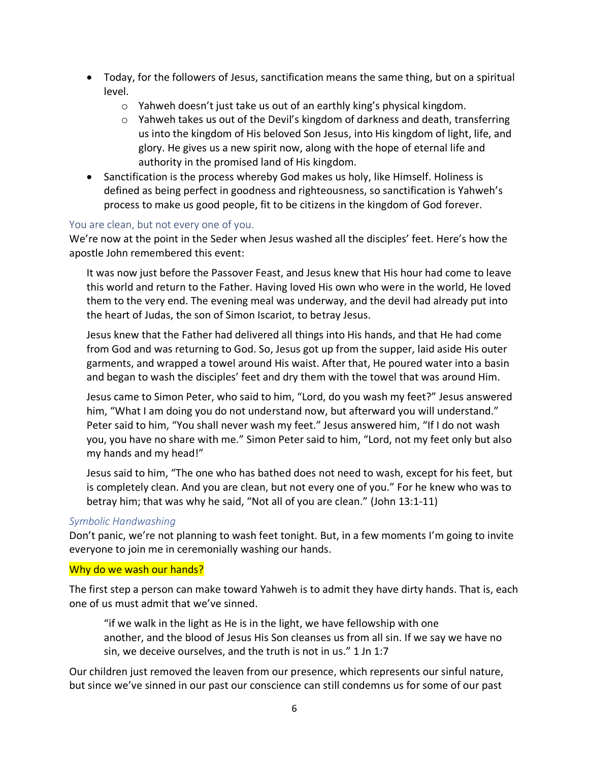- Today, for the followers of Jesus, sanctification means the same thing, but on a spiritual level.
    - Yahweh doesn't just take us out of an earthly king's physical kingdom.
    - Yahweh takes us out of the Devil's kingdom of darkness and death, transferring us into the kingdom of His beloved Son Jesus, into His kingdom of light, life, and glory. He gives us a new spirit now, along with the hope of eternal life and authority in the promised land of His kingdom.
- Sanctification is the process whereby God makes us holy, like Himself. Holiness is defined as being perfect in goodness and righteousness, so sanctification is Yahweh's process to make us good people, fit to be citizens in the kingdom of God forever.

### You are clean, but not every one of you.

We're now at the point in the Seder when Jesus washed all the disciples' feet. Here's how the apostle John remembered this event:

> It was now just before the Passover Feast, and Jesus knew that His hour had come to leave this world and return to the Father. Having loved His own who were in the world, He loved them to the very end. The evening meal was underway, and the devil had already put into the heart of Judas, the son of Simon Iscariot, to betray Jesus.
>
> Jesus knew that the Father had delivered all things into His hands, and that He had come from God and was returning to God. So, Jesus got up from the supper, laid aside His outer garments, and wrapped a towel around His waist. After that, He poured water into a basin and began to wash the disciples' feet and dry them with the towel that was around Him.
>
> Jesus came to Simon Peter, who said to him, "Lord, do you wash my feet?" Jesus answered him, "What I am doing you do not understand now, but afterward you will understand." Peter said to him, "You shall never wash my feet." Jesus answered him, "If I do not wash you, you have no share with me." Simon Peter said to him, "Lord, not my feet only but also my hands and my head!"
>
> Jesus said to him, "The one who has bathed does not need to wash, except for his feet, but is completely clean. And you are clean, but not every one of you." For he knew who was to betray him; that was why he said, "Not all of you are clean." (John 13:1-11)

#### *Symbolic Handwashing*

Don't panic, we're not planning to wash feet tonight. But, in a few moments I'm going to invite everyone to join me in ceremonially washing our hands.

Why do we wash our hands?

The first step a person can make toward Yahweh is to admit they have dirty hands. That is, each one of us must admit that we've sinned.

> "if we walk in the light as He is in the light, we have fellowship with one another, and the blood of Jesus His Son cleanses us from all sin. If we say we have no sin, we deceive ourselves, and the truth is not in us." 1 Jn 1:7

Our children just removed the leaven from our presence, which represents our sinful nature, but since we've sinned in our past our conscience can still condemns us for some of our past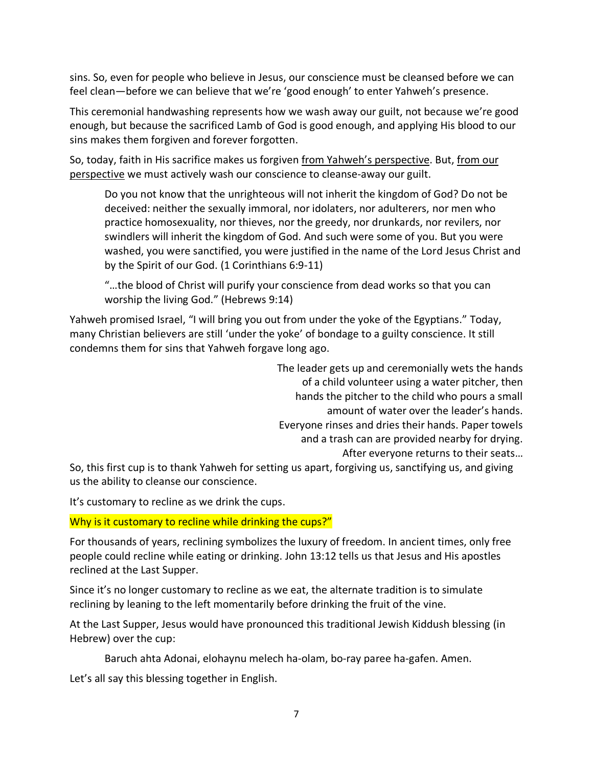sins. So, even for people who believe in Jesus, our conscience must be cleansed before we can feel clean—before we can believe that we're 'good enough' to enter Yahweh's presence.

This ceremonial handwashing represents how we wash away our guilt, not because we're good enough, but because the sacrificed Lamb of God is good enough, and applying His blood to our sins makes them forgiven and forever forgotten.

So, today, faith in His sacrifice makes us forgiven <u>from Yahweh's perspective</u>. But, <u>from our perspective</u> we must actively wash our conscience to cleanse-away our guilt.

> Do you not know that the unrighteous will not inherit the kingdom of God? Do not be deceived: neither the sexually immoral, nor idolaters, nor adulterers, nor men who practice homosexuality, nor thieves, nor the greedy, nor drunkards, nor revilers, nor swindlers will inherit the kingdom of God. And such were some of you. But you were washed, you were sanctified, you were justified in the name of the Lord Jesus Christ and by the Spirit of our God. (1 Corinthians 6:9-11)
>
> "…the blood of Christ will purify your conscience from dead works so that you can worship the living God." (Hebrews 9:14)

Yahweh promised Israel, "I will bring you out from under the yoke of the Egyptians." Today, many Christian believers are still 'under the yoke' of bondage to a guilty conscience. It still condemns them for sins that Yahweh forgave long ago.

*The leader gets up and ceremonially wets the hands of a child volunteer using a water pitcher, then hands the pitcher to the child who pours a small amount of water over the leader's hands. Everyone rinses and dries their hands. Paper towels and a trash can are provided nearby for drying. After everyone returns to their seats…*

So, this first cup is to thank Yahweh for setting us apart, forgiving us, sanctifying us, and giving us the ability to cleanse our conscience.

It's customary to recline as we drink the cups.

Why is it customary to recline while drinking the cups?"

For thousands of years, reclining symbolizes the luxury of freedom. In ancient times, only free people could recline while eating or drinking. John 13:12 tells us that Jesus and His apostles reclined at the Last Supper.

Since it's no longer customary to recline as we eat, the alternate tradition is to simulate reclining by leaning to the left momentarily before drinking the fruit of the vine.

At the Last Supper, Jesus would have pronounced this traditional Jewish Kiddush blessing (in Hebrew) over the cup:

> Baruch ahta Adonai, elohaynu melech ha-olam, bo-ray paree ha-gafen. Amen.

Let's all say this blessing together in English.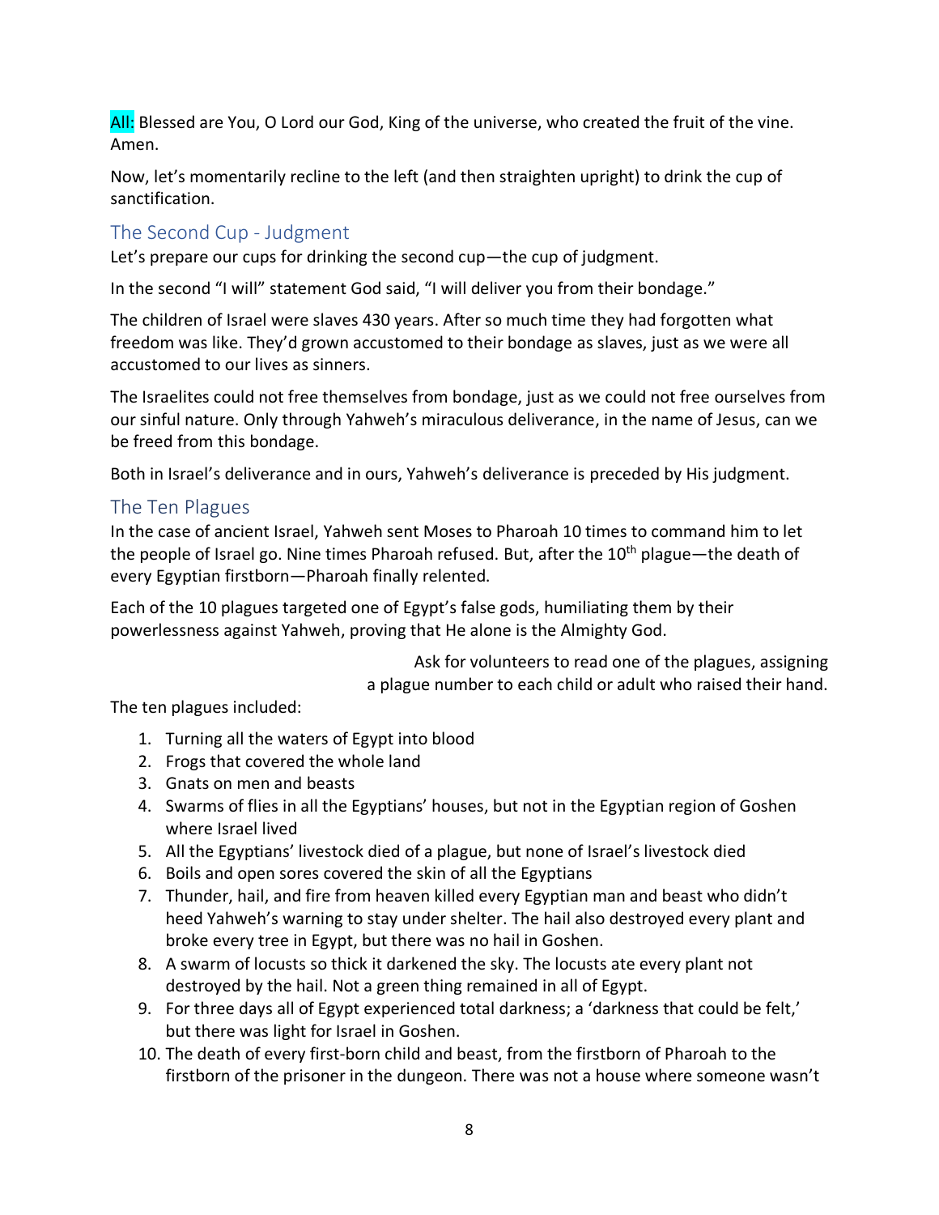All: Blessed are You, O Lord our God, King of the universe, who created the fruit of the vine. Amen.

Now, let's momentarily recline to the left (and then straighten upright) to drink the cup of sanctification.

## The Second Cup - Judgment

Let's prepare our cups for drinking the second cup—the cup of judgment.

In the second "I will" statement God said, "I will deliver you from their bondage."

The children of Israel were slaves 430 years. After so much time they had forgotten what freedom was like. They'd grown accustomed to their bondage as slaves, just as we were all accustomed to our lives as sinners.

The Israelites could not free themselves from bondage, just as we could not free ourselves from our sinful nature. Only through Yahweh's miraculous deliverance, in the name of Jesus, can we be freed from this bondage.

Both in Israel's deliverance and in ours, Yahweh's deliverance is preceded by His judgment.

## The Ten Plagues

In the case of ancient Israel, Yahweh sent Moses to Pharoah 10 times to command him to let the people of Israel go. Nine times Pharoah refused. But, after the 10th plague—the death of every Egyptian firstborn—Pharoah finally relented.

Each of the 10 plagues targeted one of Egypt's false gods, humiliating them by their powerlessness against Yahweh, proving that He alone is the Almighty God.

Ask for volunteers to read one of the plagues, assigning a plague number to each child or adult who raised their hand.

The ten plagues included:

1. Turning all the waters of Egypt into blood
2. Frogs that covered the whole land
3. Gnats on men and beasts
4. Swarms of flies in all the Egyptians' houses, but not in the Egyptian region of Goshen where Israel lived
5. All the Egyptians' livestock died of a plague, but none of Israel's livestock died
6. Boils and open sores covered the skin of all the Egyptians
7. Thunder, hail, and fire from heaven killed every Egyptian man and beast who didn't heed Yahweh's warning to stay under shelter. The hail also destroyed every plant and broke every tree in Egypt, but there was no hail in Goshen.
8. A swarm of locusts so thick it darkened the sky. The locusts ate every plant not destroyed by the hail. Not a green thing remained in all of Egypt.
9. For three days all of Egypt experienced total darkness; a 'darkness that could be felt,' but there was light for Israel in Goshen.
10. The death of every first-born child and beast, from the firstborn of Pharoah to the firstborn of the prisoner in the dungeon. There was not a house where someone wasn't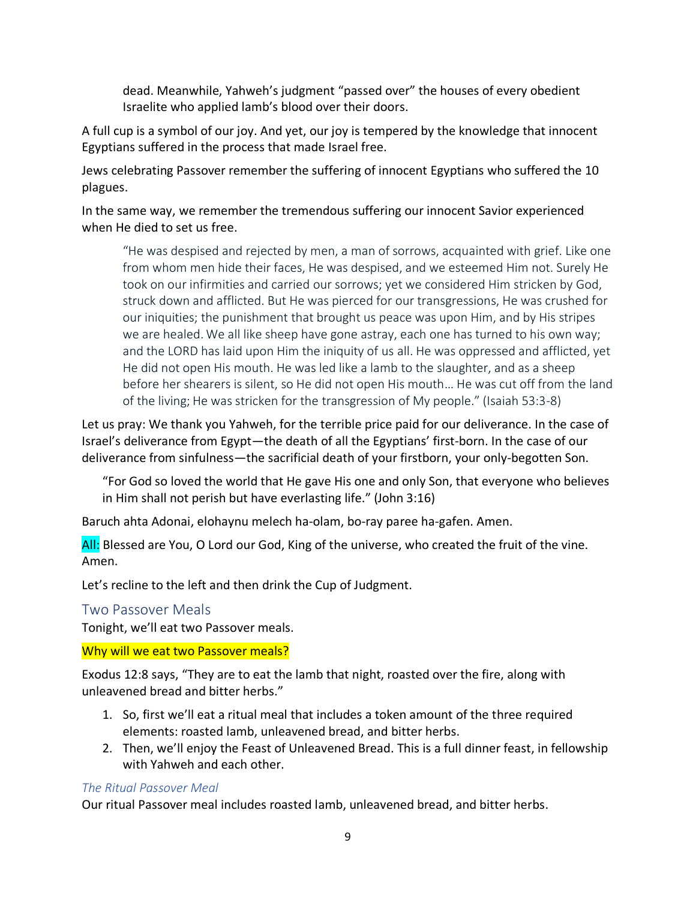> dead. Meanwhile, Yahweh's judgment "passed over" the houses of every obedient Israelite who applied lamb's blood over their doors.

A full cup is a symbol of our joy. And yet, our joy is tempered by the knowledge that innocent Egyptians suffered in the process that made Israel free.

Jews celebrating Passover remember the suffering of innocent Egyptians who suffered the 10 plagues.

In the same way, we remember the tremendous suffering our innocent Savior experienced when He died to set us free.

> "He was despised and rejected by men, a man of sorrows, acquainted with grief. Like one from whom men hide their faces, He was despised, and we esteemed Him not. Surely He took on our infirmities and carried our sorrows; yet we considered Him stricken by God, struck down and afflicted. But He was pierced for our transgressions, He was crushed for our iniquities; the punishment that brought us peace was upon Him, and by His stripes we are healed. We all like sheep have gone astray, each one has turned to his own way; and the LORD has laid upon Him the iniquity of us all. He was oppressed and afflicted, yet He did not open His mouth. He was led like a lamb to the slaughter, and as a sheep before her shearers is silent, so He did not open His mouth… He was cut off from the land of the living; He was stricken for the transgression of My people." (Isaiah 53:3-8)

Let us pray: We thank you Yahweh, for the terrible price paid for our deliverance. In the case of Israel's deliverance from Egypt—the death of all the Egyptians' first-born. In the case of our deliverance from sinfulness—the sacrificial death of your firstborn, your only-begotten Son.

> "For God so loved the world that He gave His one and only Son, that everyone who believes in Him shall not perish but have everlasting life." (John 3:16)

Baruch ahta Adonai, elohaynu melech ha-olam, bo-ray paree ha-gafen. Amen.

All: Blessed are You, O Lord our God, King of the universe, who created the fruit of the vine. Amen.

Let's recline to the left and then drink the Cup of Judgment.

## Two Passover Meals

Tonight, we'll eat two Passover meals.

Why will we eat two Passover meals?

Exodus 12:8 says, "They are to eat the lamb that night, roasted over the fire, along with unleavened bread and bitter herbs."

1. So, first we'll eat a ritual meal that includes a token amount of the three required elements: roasted lamb, unleavened bread, and bitter herbs.
2. Then, we'll enjoy the Feast of Unleavened Bread. This is a full dinner feast, in fellowship with Yahweh and each other.

### *The Ritual Passover Meal*

Our ritual Passover meal includes roasted lamb, unleavened bread, and bitter herbs.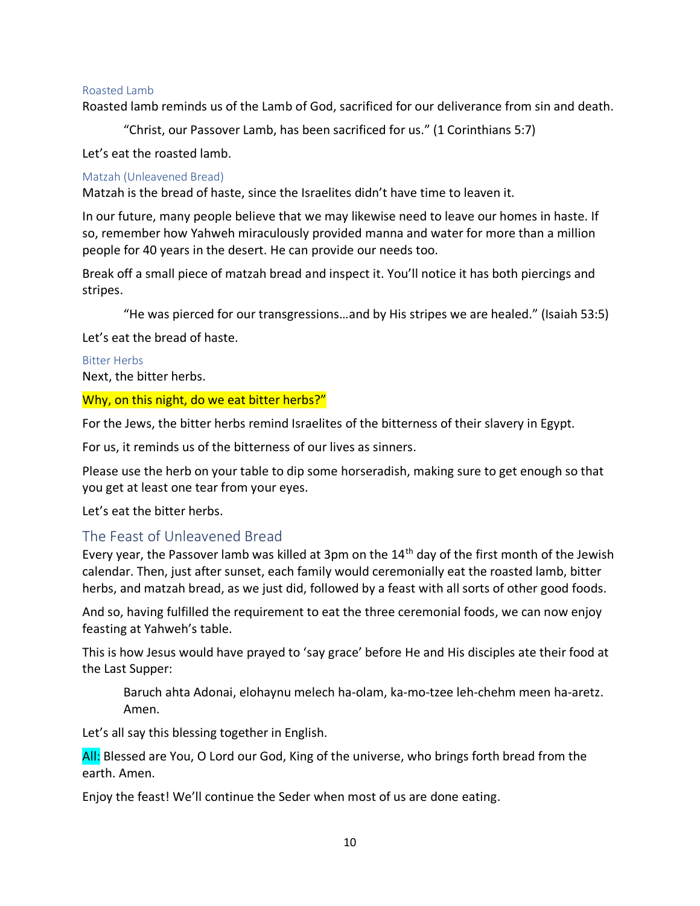### Roasted Lamb

Roasted lamb reminds us of the Lamb of God, sacrificed for our deliverance from sin and death.

> "Christ, our Passover Lamb, has been sacrificed for us." (1 Corinthians 5:7)

Let's eat the roasted lamb.

### Matzah (Unleavened Bread)

Matzah is the bread of haste, since the Israelites didn't have time to leaven it.

In our future, many people believe that we may likewise need to leave our homes in haste. If so, remember how Yahweh miraculously provided manna and water for more than a million people for 40 years in the desert. He can provide our needs too.

Break off a small piece of matzah bread and inspect it. You'll notice it has both piercings and stripes.

> "He was pierced for our transgressions…and by His stripes we are healed." (Isaiah 53:5)

Let's eat the bread of haste.

### Bitter Herbs

Next, the bitter herbs.

Why, on this night, do we eat bitter herbs?"

For the Jews, the bitter herbs remind Israelites of the bitterness of their slavery in Egypt.

For us, it reminds us of the bitterness of our lives as sinners.

Please use the herb on your table to dip some horseradish, making sure to get enough so that you get at least one tear from your eyes.

Let's eat the bitter herbs.

## The Feast of Unleavened Bread

Every year, the Passover lamb was killed at 3pm on the 14th day of the first month of the Jewish calendar. Then, just after sunset, each family would ceremonially eat the roasted lamb, bitter herbs, and matzah bread, as we just did, followed by a feast with all sorts of other good foods.

And so, having fulfilled the requirement to eat the three ceremonial foods, we can now enjoy feasting at Yahweh's table.

This is how Jesus would have prayed to 'say grace' before He and His disciples ate their food at the Last Supper:

> Baruch ahta Adonai, elohaynu melech ha-olam, ka-mo-tzee leh-chehm meen ha-aretz. Amen.

Let's all say this blessing together in English.

All: Blessed are You, O Lord our God, King of the universe, who brings forth bread from the earth. Amen.

Enjoy the feast! We'll continue the Seder when most of us are done eating.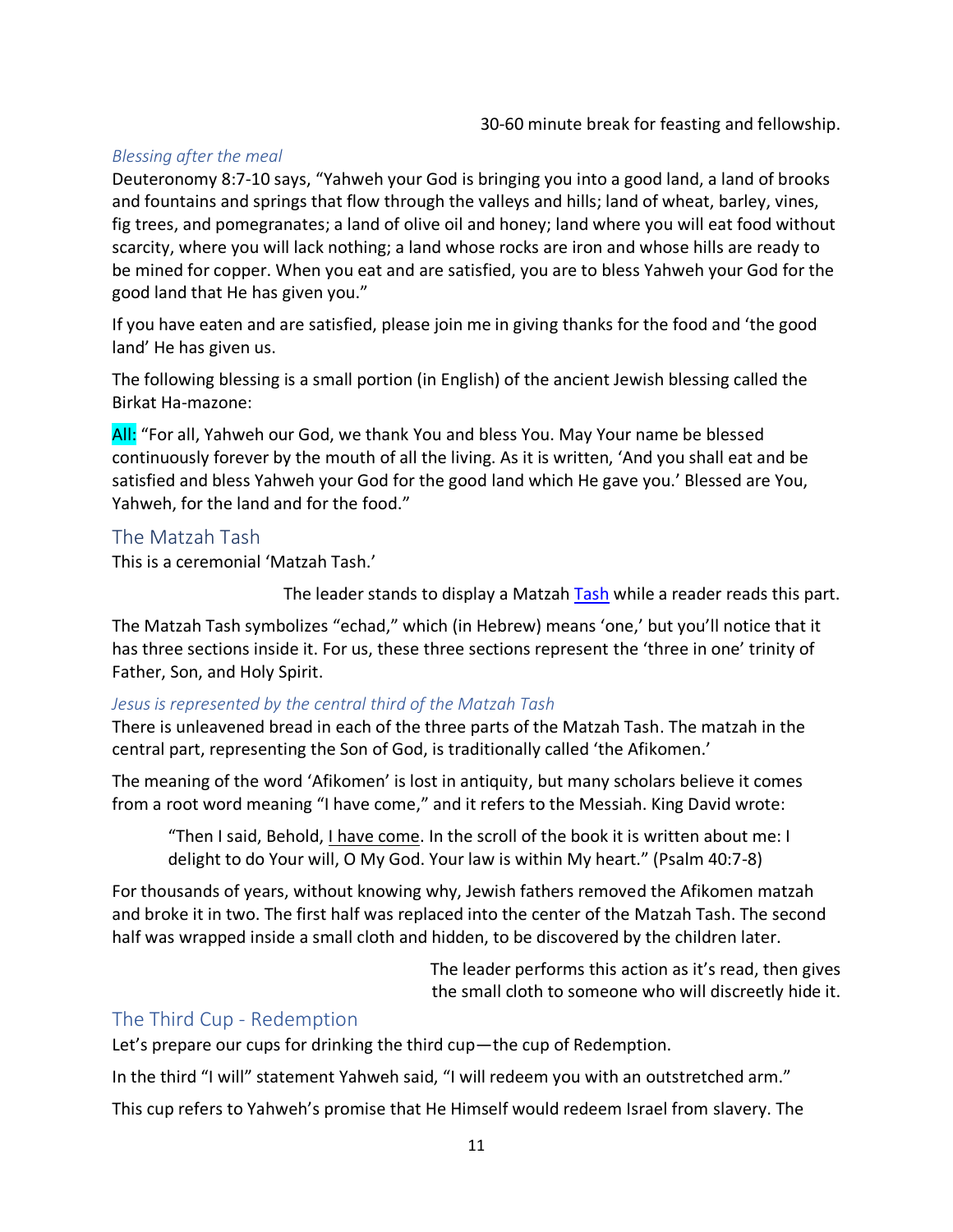30-60 minute break for feasting and fellowship.

### *Blessing after the meal*

Deuteronomy 8:7-10 says, "Yahweh your God is bringing you into a good land, a land of brooks and fountains and springs that flow through the valleys and hills; land of wheat, barley, vines, fig trees, and pomegranates; a land of olive oil and honey; land where you will eat food without scarcity, where you will lack nothing; a land whose rocks are iron and whose hills are ready to be mined for copper. When you eat and are satisfied, you are to bless Yahweh your God for the good land that He has given you."

If you have eaten and are satisfied, please join me in giving thanks for the food and 'the good land' He has given us.

The following blessing is a small portion (in English) of the ancient Jewish blessing called the Birkat Ha-mazone:

All: "For all, Yahweh our God, we thank You and bless You. May Your name be blessed continuously forever by the mouth of all the living. As it is written, 'And you shall eat and be satisfied and bless Yahweh your God for the good land which He gave you.' Blessed are You, Yahweh, for the land and for the food."

## The Matzah Tash

This is a ceremonial 'Matzah Tash.'

The leader stands to display a Matzah Tash while a reader reads this part.

The Matzah Tash symbolizes "echad," which (in Hebrew) means 'one,' but you'll notice that it has three sections inside it. For us, these three sections represent the 'three in one' trinity of Father, Son, and Holy Spirit.

### *Jesus is represented by the central third of the Matzah Tash*

There is unleavened bread in each of the three parts of the Matzah Tash. The matzah in the central part, representing the Son of God, is traditionally called 'the Afikomen.'

The meaning of the word 'Afikomen' is lost in antiquity, but many scholars believe it comes from a root word meaning "I have come," and it refers to the Messiah. King David wrote:

> "Then I said, Behold, I have come. In the scroll of the book it is written about me: I delight to do Your will, O My God. Your law is within My heart." (Psalm 40:7-8)

For thousands of years, without knowing why, Jewish fathers removed the Afikomen matzah and broke it in two. The first half was replaced into the center of the Matzah Tash. The second half was wrapped inside a small cloth and hidden, to be discovered by the children later.

The leader performs this action as it's read, then gives the small cloth to someone who will discreetly hide it.

## The Third Cup - Redemption

Let's prepare our cups for drinking the third cup—the cup of Redemption.

In the third "I will" statement Yahweh said, "I will redeem you with an outstretched arm."

This cup refers to Yahweh's promise that He Himself would redeem Israel from slavery. The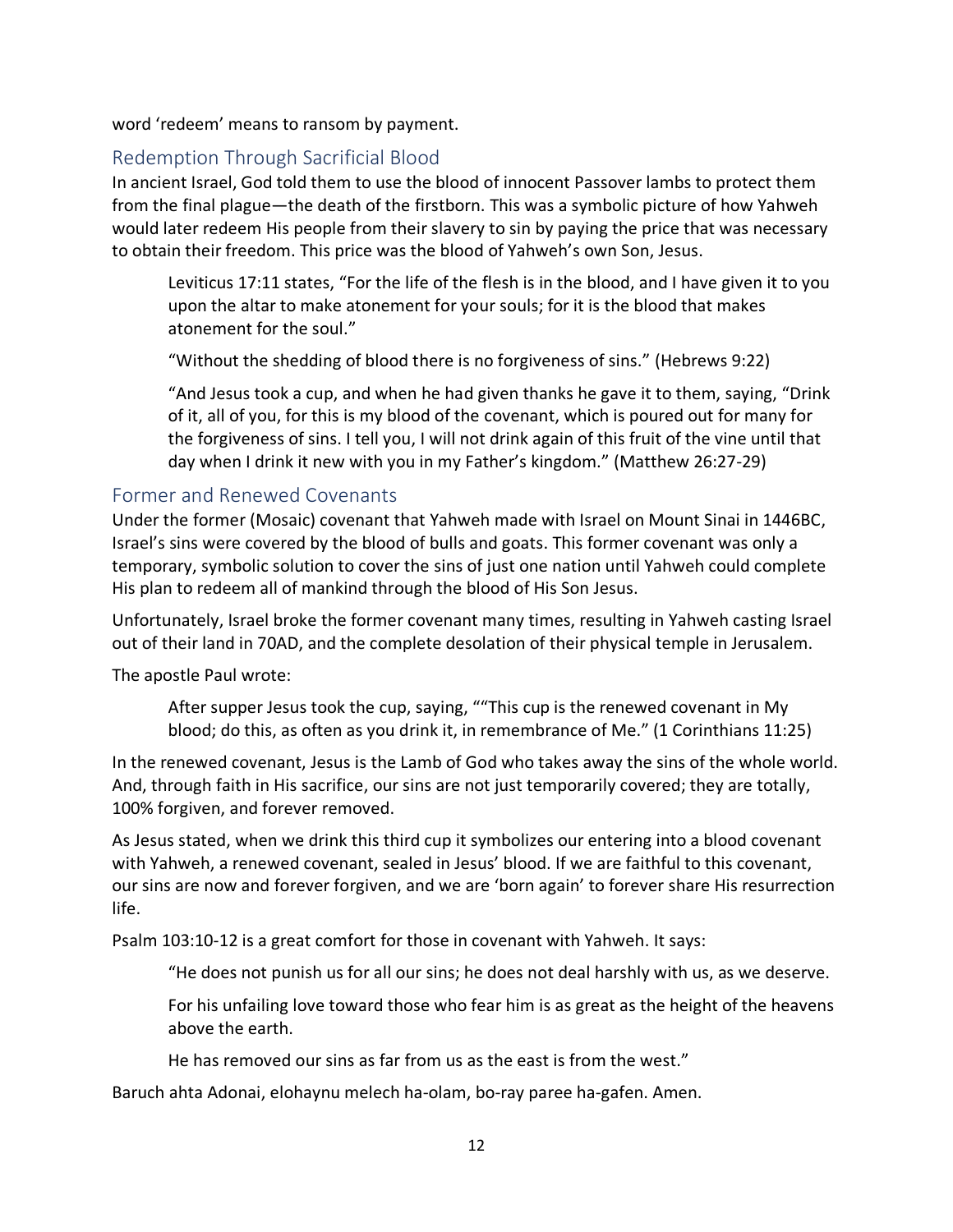word 'redeem' means to ransom by payment.

## Redemption Through Sacrificial Blood

In ancient Israel, God told them to use the blood of innocent Passover lambs to protect them from the final plague—the death of the firstborn. This was a symbolic picture of how Yahweh would later redeem His people from their slavery to sin by paying the price that was necessary to obtain their freedom. This price was the blood of Yahweh's own Son, Jesus.

> Leviticus 17:11 states, "For the life of the flesh is in the blood, and I have given it to you upon the altar to make atonement for your souls; for it is the blood that makes atonement for the soul."
>
> "Without the shedding of blood there is no forgiveness of sins." (Hebrews 9:22)
>
> "And Jesus took a cup, and when he had given thanks he gave it to them, saying, "Drink of it, all of you, for this is my blood of the covenant, which is poured out for many for the forgiveness of sins. I tell you, I will not drink again of this fruit of the vine until that day when I drink it new with you in my Father's kingdom." (Matthew 26:27-29)

## Former and Renewed Covenants

Under the former (Mosaic) covenant that Yahweh made with Israel on Mount Sinai in 1446BC, Israel's sins were covered by the blood of bulls and goats. This former covenant was only a temporary, symbolic solution to cover the sins of just one nation until Yahweh could complete His plan to redeem all of mankind through the blood of His Son Jesus.

Unfortunately, Israel broke the former covenant many times, resulting in Yahweh casting Israel out of their land in 70AD, and the complete desolation of their physical temple in Jerusalem.

The apostle Paul wrote:

> After supper Jesus took the cup, saying, ""This cup is the renewed covenant in My blood; do this, as often as you drink it, in remembrance of Me." (1 Corinthians 11:25)

In the renewed covenant, Jesus is the Lamb of God who takes away the sins of the whole world. And, through faith in His sacrifice, our sins are not just temporarily covered; they are totally, 100% forgiven, and forever removed.

As Jesus stated, when we drink this third cup it symbolizes our entering into a blood covenant with Yahweh, a renewed covenant, sealed in Jesus' blood. If we are faithful to this covenant, our sins are now and forever forgiven, and we are 'born again' to forever share His resurrection life.

Psalm 103:10-12 is a great comfort for those in covenant with Yahweh. It says:

> "He does not punish us for all our sins; he does not deal harshly with us, as we deserve.
>
> For his unfailing love toward those who fear him is as great as the height of the heavens above the earth.
>
> He has removed our sins as far from us as the east is from the west."

Baruch ahta Adonai, elohaynu melech ha-olam, bo-ray paree ha-gafen. Amen.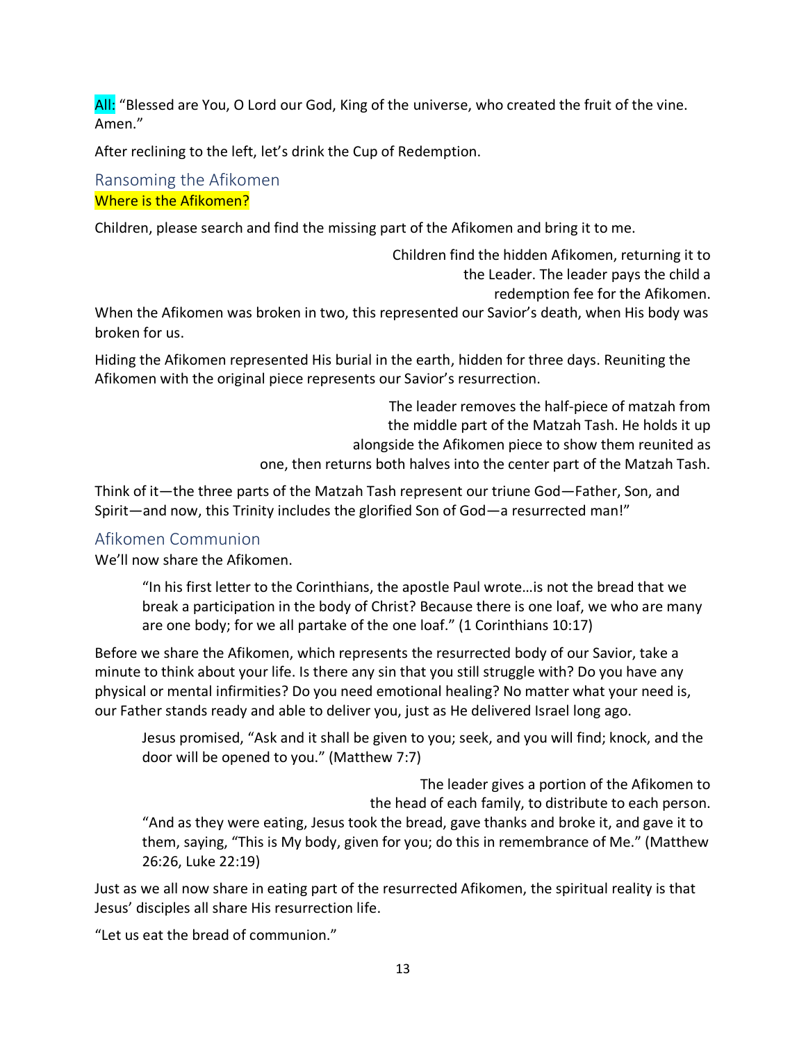All: "Blessed are You, O Lord our God, King of the universe, who created the fruit of the vine. Amen."

After reclining to the left, let's drink the Cup of Redemption.

## Ransoming the Afikomen

Where is the Afikomen?

Children, please search and find the missing part of the Afikomen and bring it to me.

*Children find the hidden Afikomen, returning it to the Leader. The leader pays the child a redemption fee for the Afikomen.*

When the Afikomen was broken in two, this represented our Savior's death, when His body was broken for us.

Hiding the Afikomen represented His burial in the earth, hidden for three days. Reuniting the Afikomen with the original piece represents our Savior's resurrection.

*The leader removes the half-piece of matzah from the middle part of the Matzah Tash. He holds it up alongside the Afikomen piece to show them reunited as one, then returns both halves into the center part of the Matzah Tash.*

Think of it—the three parts of the Matzah Tash represent our triune God—Father, Son, and Spirit—and now, this Trinity includes the glorified Son of God—a resurrected man!"

## Afikomen Communion

We'll now share the Afikomen.

> "In his first letter to the Corinthians, the apostle Paul wrote…is not the bread that we break a participation in the body of Christ? Because there is one loaf, we who are many are one body; for we all partake of the one loaf." (1 Corinthians 10:17)

Before we share the Afikomen, which represents the resurrected body of our Savior, take a minute to think about your life. Is there any sin that you still struggle with? Do you have any physical or mental infirmities? Do you need emotional healing? No matter what your need is, our Father stands ready and able to deliver you, just as He delivered Israel long ago.

> Jesus promised, "Ask and it shall be given to you; seek, and you will find; knock, and the door will be opened to you." (Matthew 7:7)

*The leader gives a portion of the Afikomen to the head of each family, to distribute to each person.*

> "And as they were eating, Jesus took the bread, gave thanks and broke it, and gave it to them, saying, "This is My body, given for you; do this in remembrance of Me." (Matthew 26:26, Luke 22:19)

Just as we all now share in eating part of the resurrected Afikomen, the spiritual reality is that Jesus' disciples all share His resurrection life.

"Let us eat the bread of communion."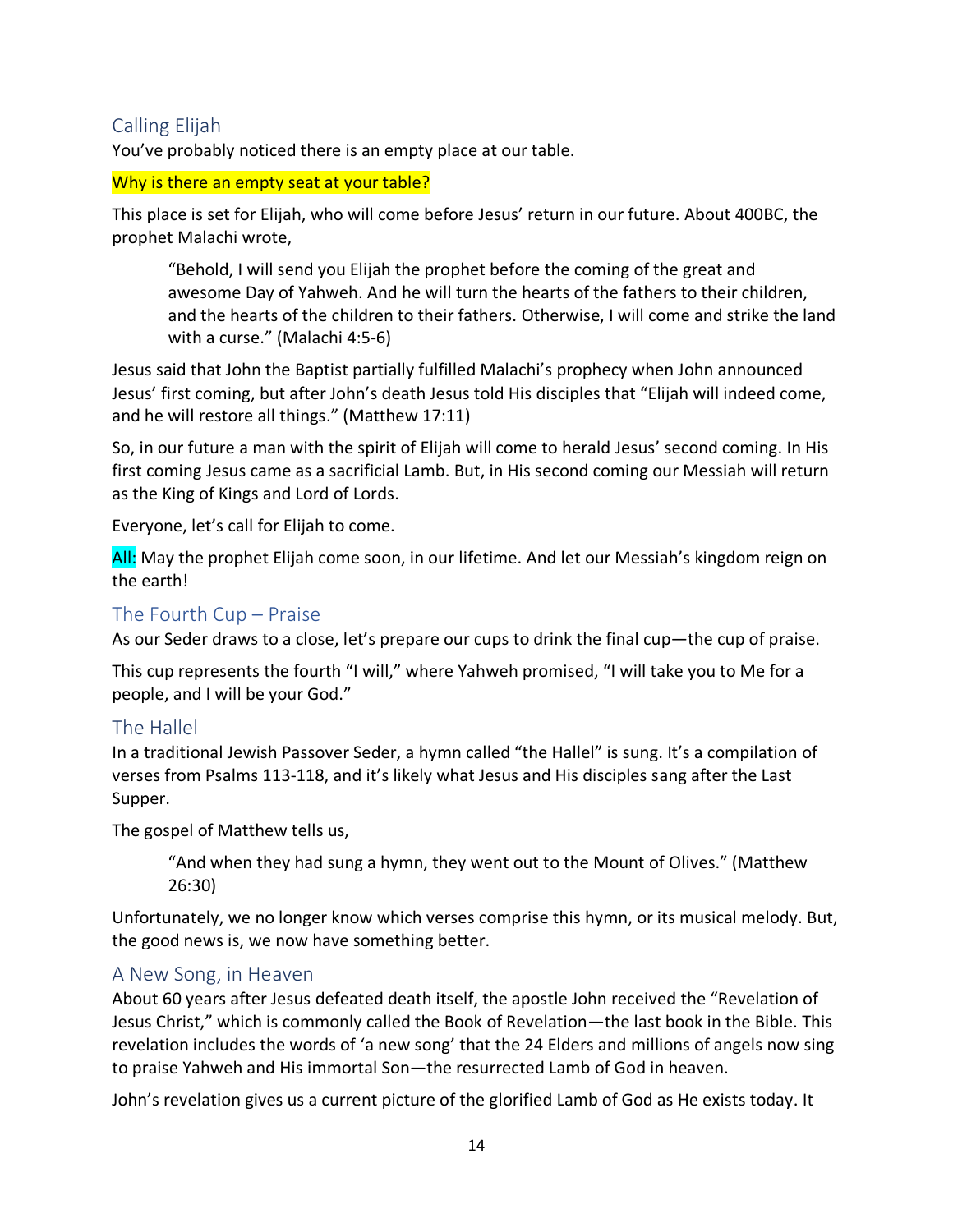## Calling Elijah

You've probably noticed there is an empty place at our table.

Why is there an empty seat at your table?

This place is set for Elijah, who will come before Jesus' return in our future. About 400BC, the prophet Malachi wrote,

> "Behold, I will send you Elijah the prophet before the coming of the great and awesome Day of Yahweh. And he will turn the hearts of the fathers to their children, and the hearts of the children to their fathers. Otherwise, I will come and strike the land with a curse." (Malachi 4:5-6)

Jesus said that John the Baptist partially fulfilled Malachi's prophecy when John announced Jesus' first coming, but after John's death Jesus told His disciples that "Elijah will indeed come, and he will restore all things." (Matthew 17:11)

So, in our future a man with the spirit of Elijah will come to herald Jesus' second coming. In His first coming Jesus came as a sacrificial Lamb. But, in His second coming our Messiah will return as the King of Kings and Lord of Lords.

Everyone, let's call for Elijah to come.

All: May the prophet Elijah come soon, in our lifetime. And let our Messiah's kingdom reign on the earth!

## The Fourth Cup – Praise

As our Seder draws to a close, let's prepare our cups to drink the final cup—the cup of praise.

This cup represents the fourth "I will," where Yahweh promised, "I will take you to Me for a people, and I will be your God."

## The Hallel

In a traditional Jewish Passover Seder, a hymn called "the Hallel" is sung. It's a compilation of verses from Psalms 113-118, and it's likely what Jesus and His disciples sang after the Last Supper.

The gospel of Matthew tells us,

> "And when they had sung a hymn, they went out to the Mount of Olives." (Matthew 26:30)

Unfortunately, we no longer know which verses comprise this hymn, or its musical melody. But, the good news is, we now have something better.

## A New Song, in Heaven

About 60 years after Jesus defeated death itself, the apostle John received the "Revelation of Jesus Christ," which is commonly called the Book of Revelation—the last book in the Bible. This revelation includes the words of 'a new song' that the 24 Elders and millions of angels now sing to praise Yahweh and His immortal Son—the resurrected Lamb of God in heaven.

John's revelation gives us a current picture of the glorified Lamb of God as He exists today. It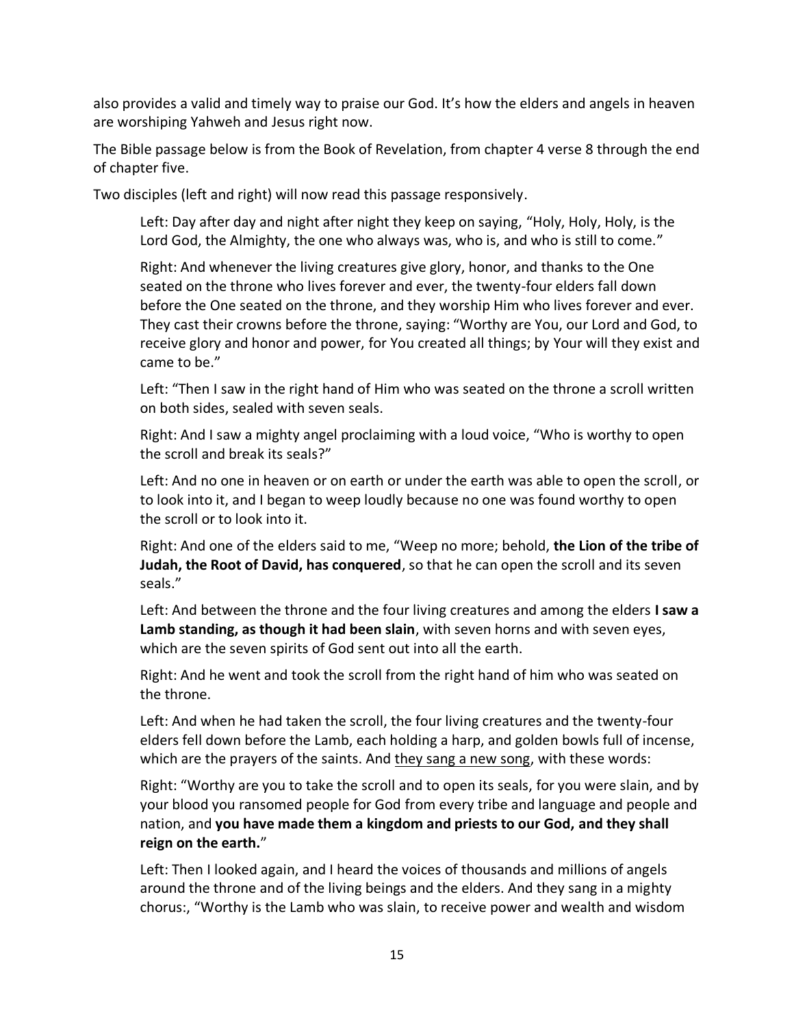also provides a valid and timely way to praise our God. It's how the elders and angels in heaven are worshiping Yahweh and Jesus right now.

The Bible passage below is from the Book of Revelation, from chapter 4 verse 8 through the end of chapter five.

Two disciples (left and right) will now read this passage responsively.

> Left: Day after day and night after night they keep on saying, "Holy, Holy, Holy, is the Lord God, the Almighty, the one who always was, who is, and who is still to come."
>
> Right: And whenever the living creatures give glory, honor, and thanks to the One seated on the throne who lives forever and ever, the twenty-four elders fall down before the One seated on the throne, and they worship Him who lives forever and ever. They cast their crowns before the throne, saying: "Worthy are You, our Lord and God, to receive glory and honor and power, for You created all things; by Your will they exist and came to be."
>
> Left: "Then I saw in the right hand of Him who was seated on the throne a scroll written on both sides, sealed with seven seals.
>
> Right: And I saw a mighty angel proclaiming with a loud voice, "Who is worthy to open the scroll and break its seals?"
>
> Left: And no one in heaven or on earth or under the earth was able to open the scroll, or to look into it, and I began to weep loudly because no one was found worthy to open the scroll or to look into it.
>
> Right: And one of the elders said to me, "Weep no more; behold, **the Lion of the tribe of Judah, the Root of David, has conquered**, so that he can open the scroll and its seven seals."
>
> Left: And between the throne and the four living creatures and among the elders **I saw a Lamb standing, as though it had been slain**, with seven horns and with seven eyes, which are the seven spirits of God sent out into all the earth.
>
> Right: And he went and took the scroll from the right hand of him who was seated on the throne.
>
> Left: And when he had taken the scroll, the four living creatures and the twenty-four elders fell down before the Lamb, each holding a harp, and golden bowls full of incense, which are the prayers of the saints. And <u>they sang a new song</u>, with these words:
>
> Right: "Worthy are you to take the scroll and to open its seals, for you were slain, and by your blood you ransomed people for God from every tribe and language and people and nation, and **you have made them a kingdom and priests to our God, and they shall reign on the earth.**"
>
> Left: Then I looked again, and I heard the voices of thousands and millions of angels around the throne and of the living beings and the elders. And they sang in a mighty chorus:, "Worthy is the Lamb who was slain, to receive power and wealth and wisdom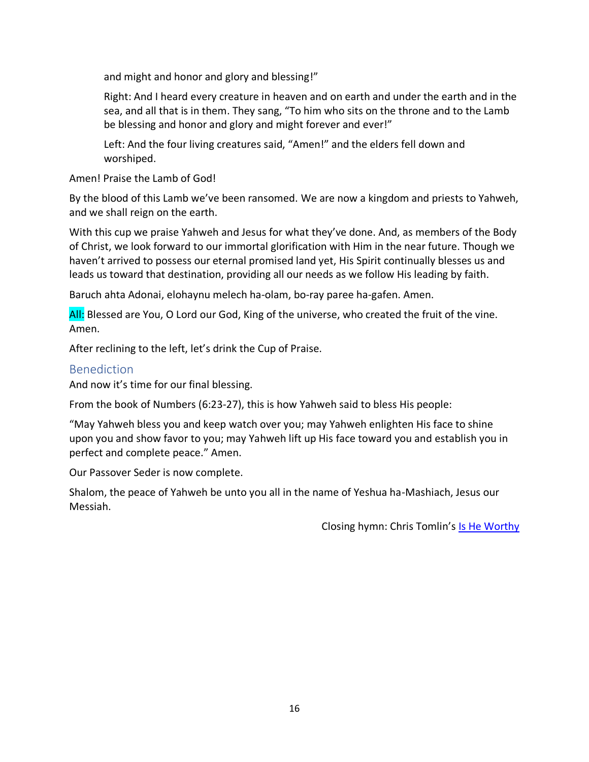and might and honor and glory and blessing!"

Right: And I heard every creature in heaven and on earth and under the earth and in the sea, and all that is in them. They sang, "To him who sits on the throne and to the Lamb be blessing and honor and glory and might forever and ever!"

Left: And the four living creatures said, "Amen!" and the elders fell down and worshiped.

Amen! Praise the Lamb of God!

By the blood of this Lamb we've been ransomed. We are now a kingdom and priests to Yahweh, and we shall reign on the earth.

With this cup we praise Yahweh and Jesus for what they've done. And, as members of the Body of Christ, we look forward to our immortal glorification with Him in the near future. Though we haven't arrived to possess our eternal promised land yet, His Spirit continually blesses us and leads us toward that destination, providing all our needs as we follow His leading by faith.

Baruch ahta Adonai, elohaynu melech ha-olam, bo-ray paree ha-gafen. Amen.

All: Blessed are You, O Lord our God, King of the universe, who created the fruit of the vine. Amen.

After reclining to the left, let's drink the Cup of Praise.

## Benediction

And now it's time for our final blessing.

From the book of Numbers (6:23-27), this is how Yahweh said to bless His people:

"May Yahweh bless you and keep watch over you; may Yahweh enlighten His face to shine upon you and show favor to you; may Yahweh lift up His face toward you and establish you in perfect and complete peace." Amen.

Our Passover Seder is now complete.

Shalom, the peace of Yahweh be unto you all in the name of Yeshua ha-Mashiach, Jesus our Messiah.

Closing hymn: Chris Tomlin's Is He Worthy